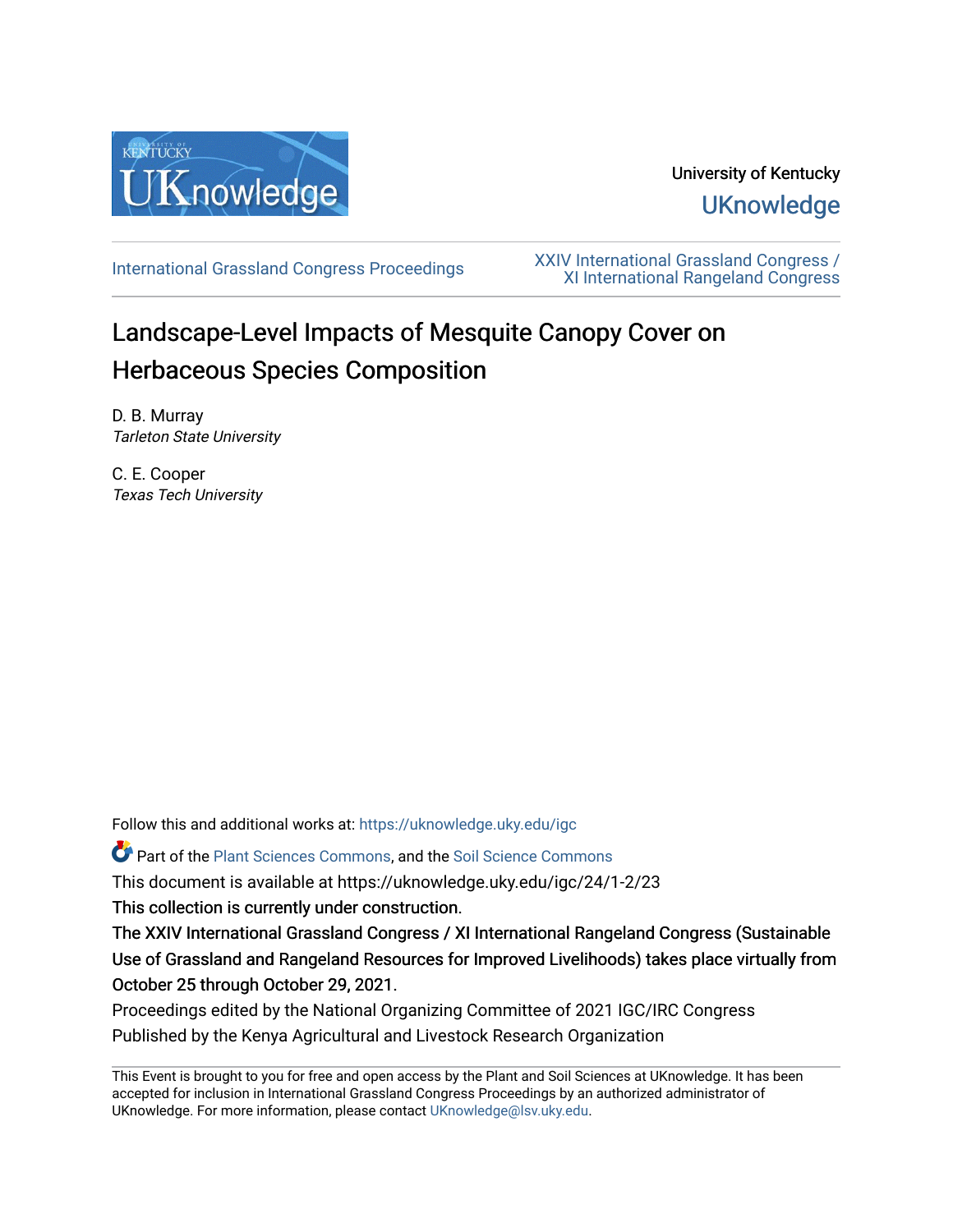University of Kentucky

UKnowledge

International Grassland Congress Proceedings

XXIV International Grassland Congress / XI International Rangeland Congress

# Landscape-Level Impacts of Mesquite Canopy Cover on Herbaceous Species Composition

D. B. Murray
*Tarleton State University*

C. E. Cooper
*Texas Tech University*

Follow this and additional works at: https://uknowledge.uky.edu/igc

Part of the Plant Sciences Commons, and the Soil Science Commons

This document is available at https://uknowledge.uky.edu/igc/24/1-2/23

This collection is currently under construction.

The XXIV International Grassland Congress / XI International Rangeland Congress (Sustainable Use of Grassland and Rangeland Resources for Improved Livelihoods) takes place virtually from October 25 through October 29, 2021.

Proceedings edited by the National Organizing Committee of 2021 IGC/IRC Congress

Published by the Kenya Agricultural and Livestock Research Organization

This Event is brought to you for free and open access by the Plant and Soil Sciences at UKnowledge. It has been accepted for inclusion in International Grassland Congress Proceedings by an authorized administrator of UKnowledge. For more information, please contact UKnowledge@lsv.uky.edu.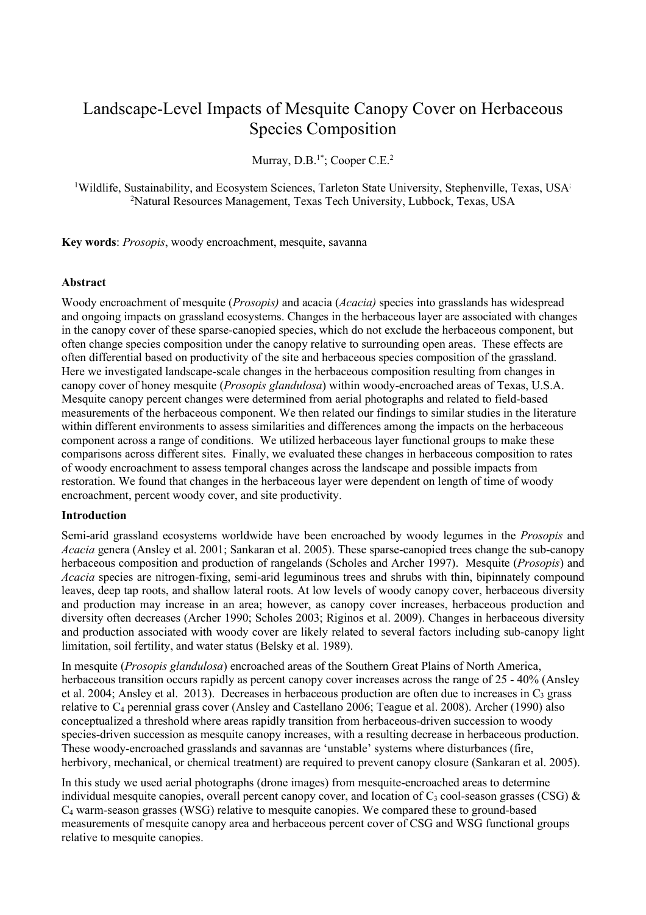# Landscape-Level Impacts of Mesquite Canopy Cover on Herbaceous Species Composition

Murray, D.B.[1*]; Cooper C.E.[2]

[1]Wildlife, Sustainability, and Ecosystem Sciences, Tarleton State University, Stephenville, Texas, USA;
[2]Natural Resources Management, Texas Tech University, Lubbock, Texas, USA

**Key words**: *Prosopis*, woody encroachment, mesquite, savanna

**Abstract**

Woody encroachment of mesquite (*Prosopis)* and acacia (*Acacia)* species into grasslands has widespread and ongoing impacts on grassland ecosystems. Changes in the herbaceous layer are associated with changes in the canopy cover of these sparse-canopied species, which do not exclude the herbaceous component, but often change species composition under the canopy relative to surrounding open areas. These effects are often differential based on productivity of the site and herbaceous species composition of the grassland. Here we investigated landscape-scale changes in the herbaceous composition resulting from changes in canopy cover of honey mesquite (*Prosopis glandulosa*) within woody-encroached areas of Texas, U.S.A. Mesquite canopy percent changes were determined from aerial photographs and related to field-based measurements of the herbaceous component. We then related our findings to similar studies in the literature within different environments to assess similarities and differences among the impacts on the herbaceous component across a range of conditions. We utilized herbaceous layer functional groups to make these comparisons across different sites. Finally, we evaluated these changes in herbaceous composition to rates of woody encroachment to assess temporal changes across the landscape and possible impacts from restoration. We found that changes in the herbaceous layer were dependent on length of time of woody encroachment, percent woody cover, and site productivity.

**Introduction**

Semi-arid grassland ecosystems worldwide have been encroached by woody legumes in the *Prosopis* and *Acacia* genera (Ansley et al. 2001; Sankaran et al. 2005). These sparse-canopied trees change the sub-canopy herbaceous composition and production of rangelands (Scholes and Archer 1997). Mesquite (*Prosopis*) and *Acacia* species are nitrogen-fixing, semi-arid leguminous trees and shrubs with thin, bipinnately compound leaves, deep tap roots, and shallow lateral roots. At low levels of woody canopy cover, herbaceous diversity and production may increase in an area; however, as canopy cover increases, herbaceous production and diversity often decreases (Archer 1990; Scholes 2003; Riginos et al. 2009). Changes in herbaceous diversity and production associated with woody cover are likely related to several factors including sub-canopy light limitation, soil fertility, and water status (Belsky et al. 1989).

In mesquite (*Prosopis glandulosa*) encroached areas of the Southern Great Plains of North America, herbaceous transition occurs rapidly as percent canopy cover increases across the range of 25 - 40% (Ansley et al. 2004; Ansley et al. 2013). Decreases in herbaceous production are often due to increases in $C_3$ grass relative to $C_4$ perennial grass cover (Ansley and Castellano 2006; Teague et al. 2008). Archer (1990) also conceptualized a threshold where areas rapidly transition from herbaceous-driven succession to woody species-driven succession as mesquite canopy increases, with a resulting decrease in herbaceous production. These woody-encroached grasslands and savannas are 'unstable' systems where disturbances (fire, herbivory, mechanical, or chemical treatment) are required to prevent canopy closure (Sankaran et al. 2005).

In this study we used aerial photographs (drone images) from mesquite-encroached areas to determine individual mesquite canopies, overall percent canopy cover, and location of $C_3$ cool-season grasses (CSG) & $C_4$ warm-season grasses (WSG) relative to mesquite canopies. We compared these to ground-based measurements of mesquite canopy area and herbaceous percent cover of CSG and WSG functional groups relative to mesquite canopies.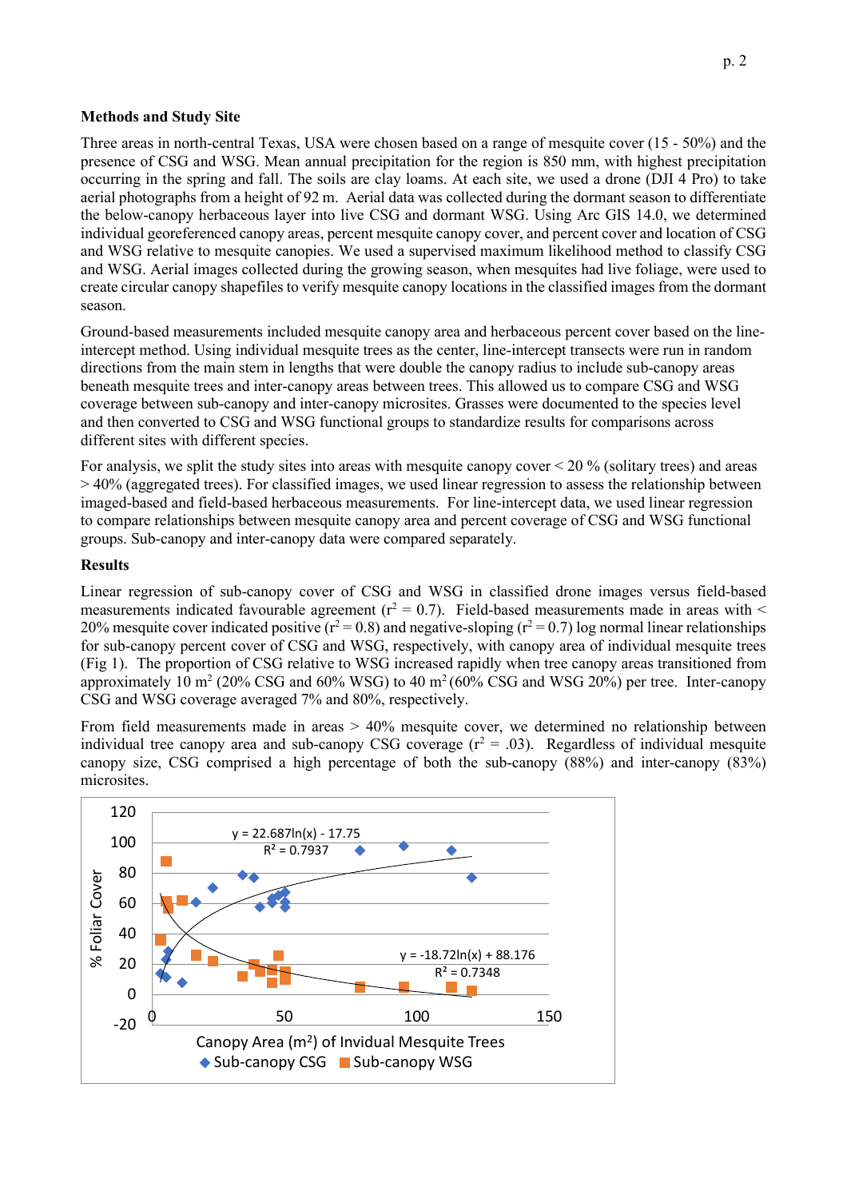**Methods and Study Site**

Three areas in north-central Texas, USA were chosen based on a range of mesquite cover (15 - 50%) and the presence of CSG and WSG. Mean annual precipitation for the region is 850 mm, with highest precipitation occurring in the spring and fall. The soils are clay loams. At each site, we used a drone (DJI 4 Pro) to take aerial photographs from a height of 92 m. Aerial data was collected during the dormant season to differentiate the below-canopy herbaceous layer into live CSG and dormant WSG. Using Arc GIS 14.0, we determined individual georeferenced canopy areas, percent mesquite canopy cover, and percent cover and location of CSG and WSG relative to mesquite canopies. We used a supervised maximum likelihood method to classify CSG and WSG. Aerial images collected during the growing season, when mesquites had live foliage, were used to create circular canopy shapefiles to verify mesquite canopy locations in the classified images from the dormant season.

Ground-based measurements included mesquite canopy area and herbaceous percent cover based on the line-intercept method. Using individual mesquite trees as the center, line-intercept transects were run in random directions from the main stem in lengths that were double the canopy radius to include sub-canopy areas beneath mesquite trees and inter-canopy areas between trees. This allowed us to compare CSG and WSG coverage between sub-canopy and inter-canopy microsites. Grasses were documented to the species level and then converted to CSG and WSG functional groups to standardize results for comparisons across different sites with different species.

For analysis, we split the study sites into areas with mesquite canopy cover < 20 % (solitary trees) and areas > 40% (aggregated trees). For classified images, we used linear regression to assess the relationship between imaged-based and field-based herbaceous measurements. For line-intercept data, we used linear regression to compare relationships between mesquite canopy area and percent coverage of CSG and WSG functional groups. Sub-canopy and inter-canopy data were compared separately.

**Results**

Linear regression of sub-canopy cover of CSG and WSG in classified drone images versus field-based measurements indicated favourable agreement ($r^2 = 0.7$). Field-based measurements made in areas with < 20% mesquite cover indicated positive ($r^2 = 0.8$) and negative-sloping ($r^2 = 0.7$) log normal linear relationships for sub-canopy percent cover of CSG and WSG, respectively, with canopy area of individual mesquite trees (Fig 1). The proportion of CSG relative to WSG increased rapidly when tree canopy areas transitioned from approximately 10 m$^2$ (20% CSG and 60% WSG) to 40 m$^2$ (60% CSG and WSG 20%) per tree. Inter-canopy CSG and WSG coverage averaged 7% and 80%, respectively.

From field measurements made in areas > 40% mesquite cover, we determined no relationship between individual tree canopy area and sub-canopy CSG coverage ($r^2 = .03$). Regardless of individual mesquite canopy size, CSG comprised a high percentage of both the sub-canopy (88%) and inter-canopy (83%) microsites.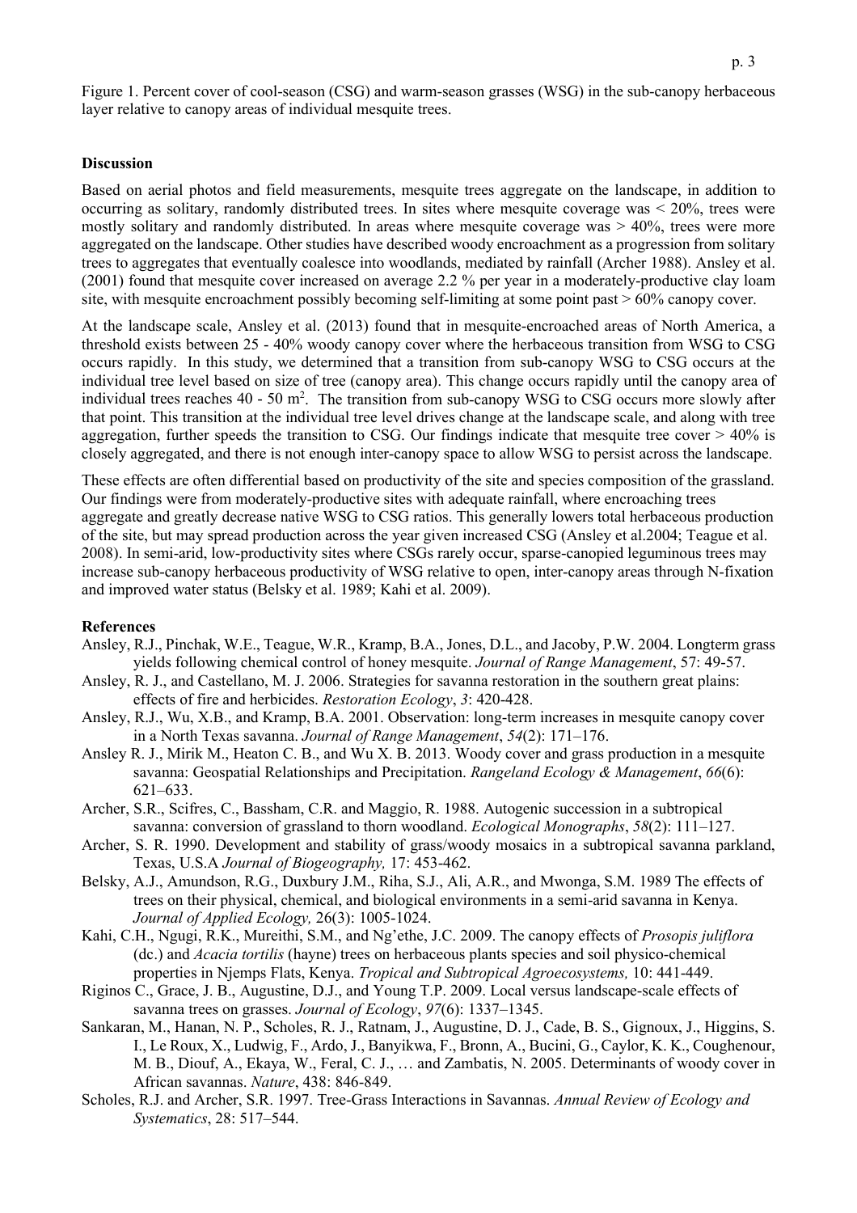Figure 1. Percent cover of cool-season (CSG) and warm-season grasses (WSG) in the sub-canopy herbaceous layer relative to canopy areas of individual mesquite trees.

## Discussion

Based on aerial photos and field measurements, mesquite trees aggregate on the landscape, in addition to occurring as solitary, randomly distributed trees. In sites where mesquite coverage was < 20%, trees were mostly solitary and randomly distributed. In areas where mesquite coverage was > 40%, trees were more aggregated on the landscape. Other studies have described woody encroachment as a progression from solitary trees to aggregates that eventually coalesce into woodlands, mediated by rainfall (Archer 1988). Ansley et al. (2001) found that mesquite cover increased on average 2.2 % per year in a moderately-productive clay loam site, with mesquite encroachment possibly becoming self-limiting at some point past > 60% canopy cover.

At the landscape scale, Ansley et al. (2013) found that in mesquite-encroached areas of North America, a threshold exists between 25 - 40% woody canopy cover where the herbaceous transition from WSG to CSG occurs rapidly. In this study, we determined that a transition from sub-canopy WSG to CSG occurs at the individual tree level based on size of tree (canopy area). This change occurs rapidly until the canopy area of individual trees reaches 40 - 50 $m^2$. The transition from sub-canopy WSG to CSG occurs more slowly after that point. This transition at the individual tree level drives change at the landscape scale, and along with tree aggregation, further speeds the transition to CSG. Our findings indicate that mesquite tree cover > 40% is closely aggregated, and there is not enough inter-canopy space to allow WSG to persist across the landscape.

These effects are often differential based on productivity of the site and species composition of the grassland. Our findings were from moderately-productive sites with adequate rainfall, where encroaching trees aggregate and greatly decrease native WSG to CSG ratios. This generally lowers total herbaceous production of the site, but may spread production across the year given increased CSG (Ansley et al.2004; Teague et al. 2008). In semi-arid, low-productivity sites where CSGs rarely occur, sparse-canopied leguminous trees may increase sub-canopy herbaceous productivity of WSG relative to open, inter-canopy areas through N-fixation and improved water status (Belsky et al. 1989; Kahi et al. 2009).

## References

Ansley, R.J., Pinchak, W.E., Teague, W.R., Kramp, B.A., Jones, D.L., and Jacoby, P.W. 2004. Longterm grass yields following chemical control of honey mesquite. *Journal of Range Management*, 57: 49-57.

Ansley, R. J., and Castellano, M. J. 2006. Strategies for savanna restoration in the southern great plains: effects of fire and herbicides. *Restoration Ecology*, *3*: 420-428.

Ansley, R.J., Wu, X.B., and Kramp, B.A. 2001. Observation: long-term increases in mesquite canopy cover in a North Texas savanna. *Journal of Range Management*, *54*(2): 171–176.

Ansley R. J., Mirik M., Heaton C. B., and Wu X. B. 2013. Woody cover and grass production in a mesquite savanna: Geospatial Relationships and Precipitation. *Rangeland Ecology & Management*, *66*(6): 621–633.

Archer, S.R., Scifres, C., Bassham, C.R. and Maggio, R. 1988. Autogenic succession in a subtropical savanna: conversion of grassland to thorn woodland. *Ecological Monographs*, *58*(2): 111–127.

Archer, S. R. 1990. Development and stability of grass/woody mosaics in a subtropical savanna parkland, Texas, U.S.A *Journal of Biogeography,* 17: 453-462.

Belsky, A.J., Amundson, R.G., Duxbury J.M., Riha, S.J., Ali, A.R., and Mwonga, S.M. 1989 The effects of trees on their physical, chemical, and biological environments in a semi-arid savanna in Kenya. *Journal of Applied Ecology,* 26(3): 1005-1024.

Kahi, C.H., Ngugi, R.K., Mureithi, S.M., and Ng'ethe, J.C. 2009. The canopy effects of *Prosopis juliflora* (dc.) and *Acacia tortilis* (hayne) trees on herbaceous plants species and soil physico-chemical properties in Njemps Flats, Kenya. *Tropical and Subtropical Agroecosystems,* 10: 441-449.

Riginos C., Grace, J. B., Augustine, D.J., and Young T.P. 2009. Local versus landscape-scale effects of savanna trees on grasses. *Journal of Ecology*, *97*(6): 1337–1345.

Sankaran, M., Hanan, N. P., Scholes, R. J., Ratnam, J., Augustine, D. J., Cade, B. S., Gignoux, J., Higgins, S. I., Le Roux, X., Ludwig, F., Ardo, J., Banyikwa, F., Bronn, A., Bucini, G., Caylor, K. K., Coughenour, M. B., Diouf, A., Ekaya, W., Feral, C. J., … and Zambatis, N. 2005. Determinants of woody cover in African savannas. *Nature*, 438: 846-849.

Scholes, R.J. and Archer, S.R. 1997. Tree-Grass Interactions in Savannas. *Annual Review of Ecology and Systematics*, 28: 517–544.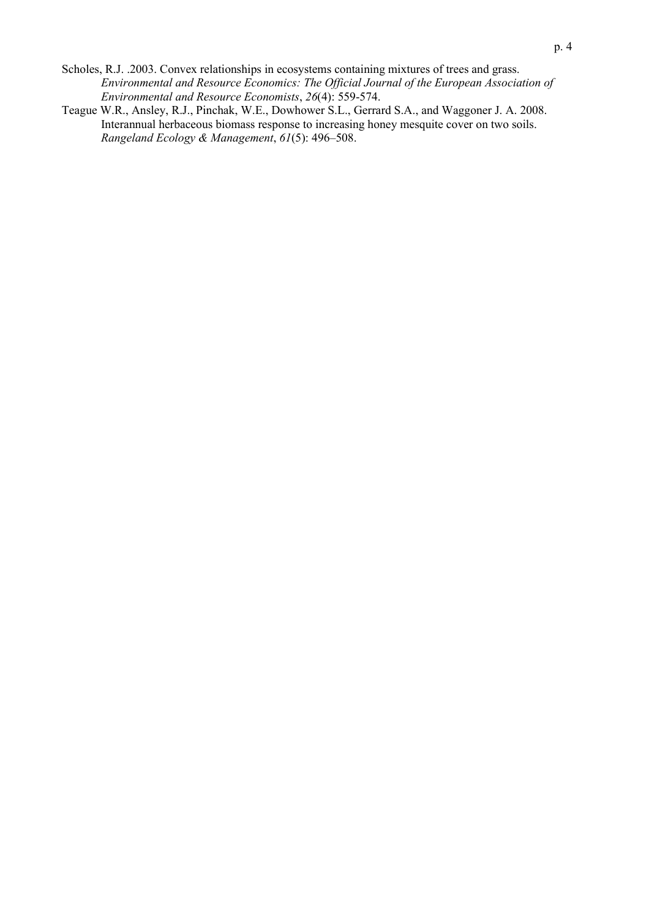Scholes, R.J. .2003. Convex relationships in ecosystems containing mixtures of trees and grass. *Environmental and Resource Economics: The Official Journal of the European Association of Environmental and Resource Economists*, *26*(4): 559-574.

Teague W.R., Ansley, R.J., Pinchak, W.E., Dowhower S.L., Gerrard S.A., and Waggoner J. A. 2008. Interannual herbaceous biomass response to increasing honey mesquite cover on two soils. *Rangeland Ecology & Management*, *61*(5): 496–508.